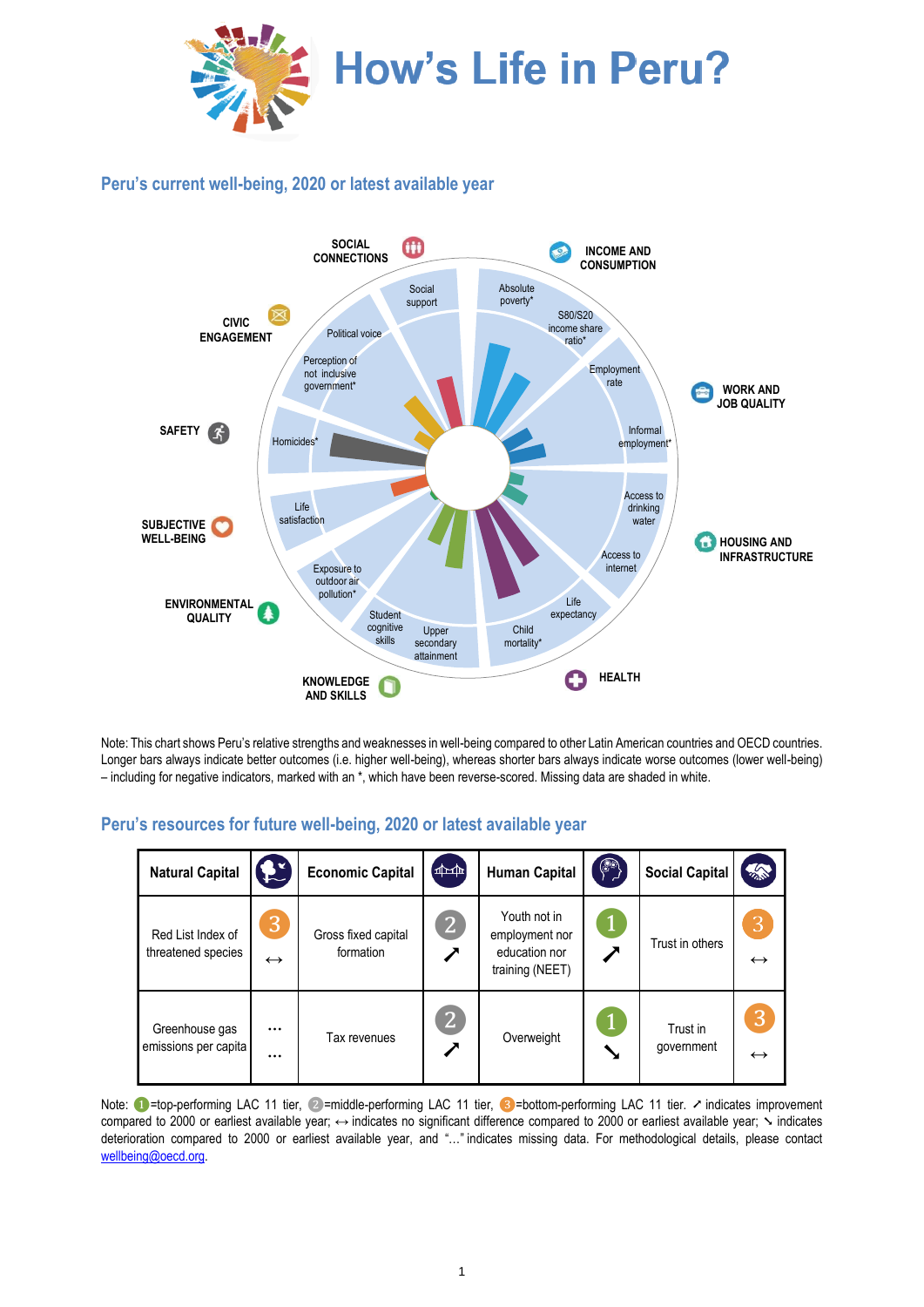# How's Life in Peru?

## Peru's current well-being, 2020 or latest available year

Note: This chart shows Peru's relative strengths and weaknesses in well-being compared to other Latin American countries and OECD countries. Longer bars always indicate better outcomes (i.e. higher well-being), whereas shorter bars always indicate worse outcomes (lower well-being) – including for negative indicators, marked with an *, which have been reverse-scored. Missing data are shaded in white.

## Peru's resources for future well-being, 2020 or latest available year

| Natural Capital | | Economic Capital | | Human Capital | | Social Capital | |
|---|---|---|---|---|---|---|---|
| Red List Index of threatened species | 3 ↔ | Gross fixed capital formation | 2 ↗ | Youth not in employment nor education nor training (NEET) | 1 ↗ | Trust in others | 3 ↔ |
| Greenhouse gas emissions per capita | … … | Tax revenues | 2 ↗ | Overweight | 1 ↘ | Trust in government | 3 ↔ |

Note: 1=top-performing LAC 11 tier, 2=middle-performing LAC 11 tier, 3=bottom-performing LAC 11 tier. ↗ indicates improvement compared to 2000 or earliest available year; ↔ indicates no significant difference compared to 2000 or earliest available year; ↘ indicates deterioration compared to 2000 or earliest available year, and "…" indicates missing data. For methodological details, please contact wellbeing@oecd.org.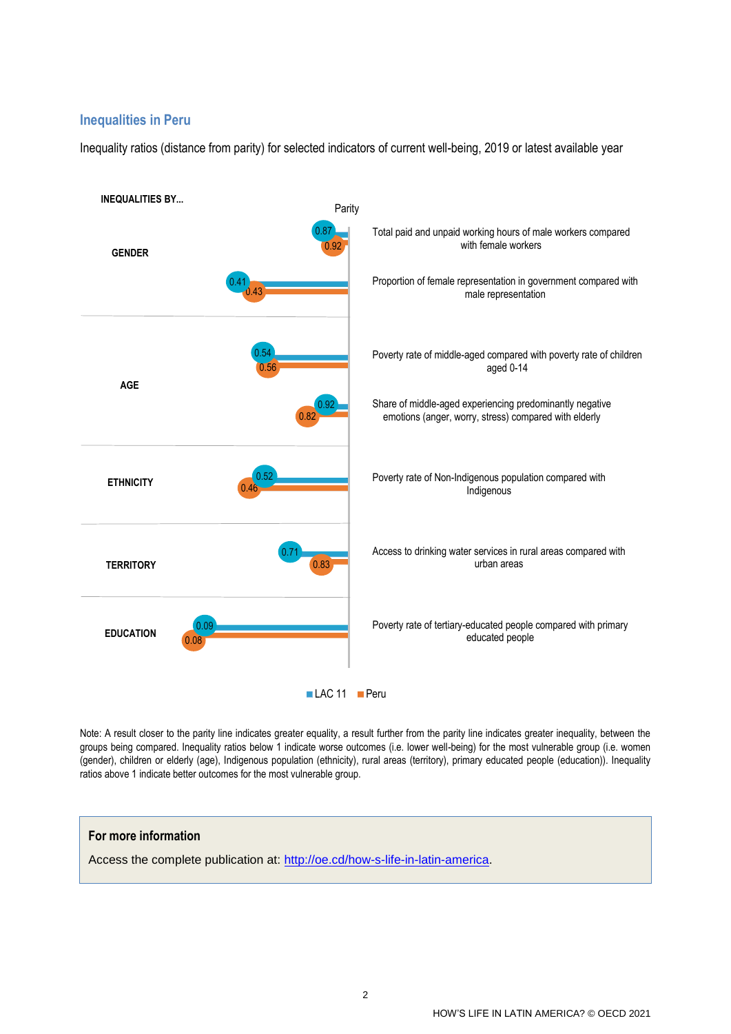## Inequalities in Peru

Inequality ratios (distance from parity) for selected indicators of current well-being, 2019 or latest available year

INEQUALITIES BY...

Parity

GENDER

0.87
0.92
Total paid and unpaid working hours of male workers compared with female workers

0.41
0.43
Proportion of female representation in government compared with male representation

AGE

0.54
0.56
Poverty rate of middle-aged compared with poverty rate of children aged 0-14

0.92
0.82
Share of middle-aged experiencing predominantly negative emotions (anger, worry, stress) compared with elderly

ETHNICITY

0.52
0.46
Poverty rate of Non-Indigenous population compared with Indigenous

TERRITORY

0.71
0.83
Access to drinking water services in rural areas compared with urban areas

EDUCATION

0.09
0.08
Poverty rate of tertiary-educated people compared with primary educated people

LAC 11  Peru

Note: A result closer to the parity line indicates greater equality, a result further from the parity line indicates greater inequality, between the groups being compared. Inequality ratios below 1 indicate worse outcomes (i.e. lower well-being) for the most vulnerable group (i.e. women (gender), children or elderly (age), Indigenous population (ethnicity), rural areas (territory), primary educated people (education)). Inequality ratios above 1 indicate better outcomes for the most vulnerable group.

**For more information**

Access the complete publication at: http://oe.cd/how-s-life-in-latin-america.